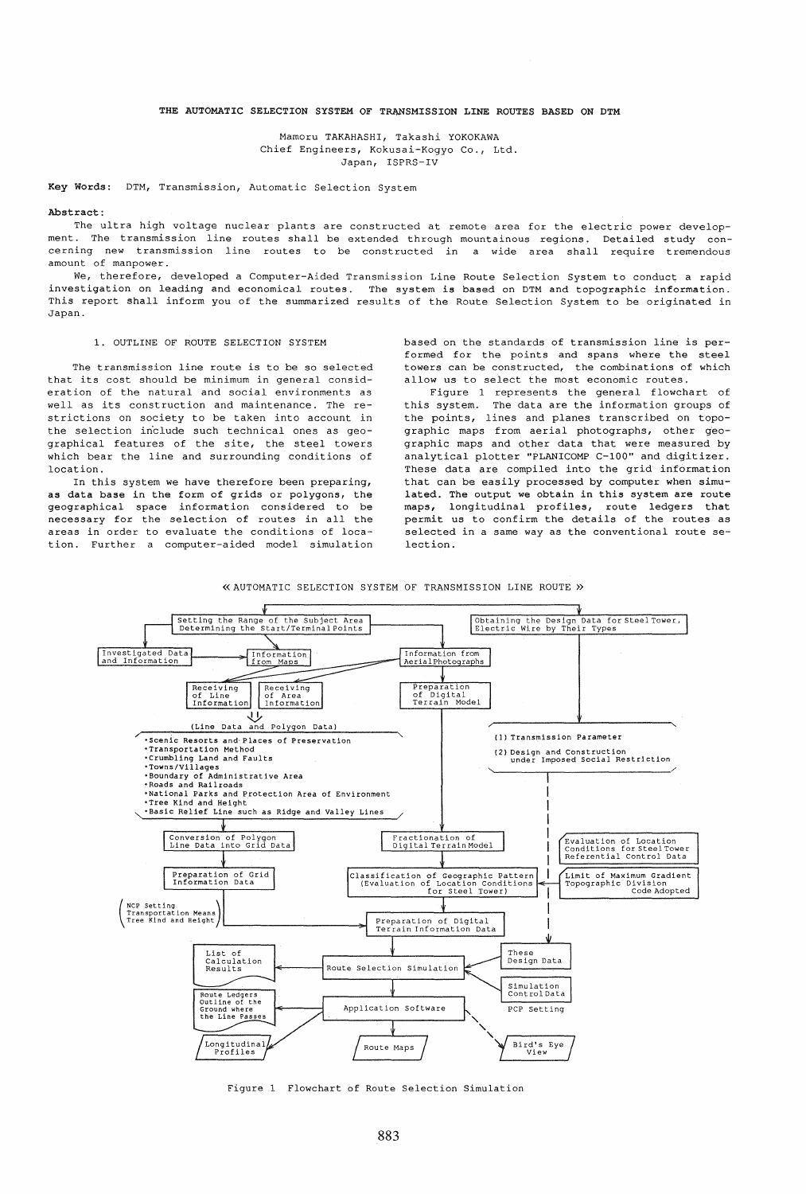# THE AUTOMATIC SELECTION SYSTEM OF TRANSMISSION LINE ROUTES BASED ON DTM

Mamoru TAKAHASHI, Takashi YOKOKAWA
Chief Engineers, Kokusai-Kogyo Co., Ltd.
Japan, ISPRS-IV

**Key Words:** DTM, Transmission, Automatic Selection System

**Abstract:**

The ultra high voltage nuclear plants are constructed at remote area for the electric power development. The transmission line routes shall be extended through mountainous regions. Detailed study concerning new transmission line routes to be constructed in a wide area shall require tremendous amount of manpower.

We, therefore, developed a Computer-Aided Transmission Line Route Selection System to conduct a rapid investigation on leading and economical routes. The system is based on DTM and topographic information. This report shall inform you of the summarized results of the Route Selection System to be originated in Japan.

## 1. OUTLINE OF ROUTE SELECTION SYSTEM

The transmission line route is to be so selected that its cost should be minimum in general consideration of the natural and social environments as well as its construction and maintenance. The restrictions on society to be taken into account in the selection include such technical ones as geographical features of the site, the steel towers which bear the line and surrounding conditions of location.

In this system we have therefore been preparing, as data base in the form of grids or polygons, the geographical space information considered to be necessary for the selection of routes in all the areas in order to evaluate the conditions of location. Further a computer-aided model simulation based on the standards of transmission line is performed for the points and spans where the steel towers can be constructed, the combinations of which allow us to select the most economic routes.

Figure 1 represents the general flowchart of this system. The data are the information groups of the points, lines and planes transcribed on topographic maps from aerial photographs, other geographic maps and other data that were measured by analytical plotter "PLANICOMP C-100" and digitizer. These data are compiled into the grid information that can be easily processed by computer when simulated. The output we obtain in this system are route maps, longitudinal profiles, route ledgers that permit us to confirm the details of the routes as selected in a same way as the conventional route selection.

« AUTOMATIC SELECTION SYSTEM OF TRANSMISSION LINE ROUTE »

- Setting the Range of the Subject Area / Determining the Start/Terminal Points
- Obtaining the Design Data for Steel Tower, Electric Wire by Their Types
- Investigated Data and Information
- Information from Maps
- Information from Aerial Photographs
- Receiving of Line Information
- Receiving of Area Information
- Preparation of Digital Terrain Model
- (Line Data and Polygon Data)
  - Scenic Resorts and Places of Preservation
  - Transportation Method
  - Crumbling Land and Faults
  - Towns/Villages
  - Boundary of Administrative Area
  - Roads and Railroads
  - National Parks and Protection Area of Environment
  - Tree Kind and Height
  - Basic Relief Line such as Ridge and Valley Lines
- (1) Transmission Parameter
- (2) Design and Construction under Imposed Social Restriction
- Conversion of Polygon Line Data into Grid Data
- Fractionation of Digital Terrain Model
- Evaluation of Location Conditions for Steel Tower Referential Control Data
- Preparation of Grid Information Data
- Classification of Geographic Pattern (Evaluation of Location Conditions for Steel Tower)
- Limit of Maximum Gradient Topographic Division Code Adopted
- NCP Setting / Transportation Means / Tree Kind and Height
- Preparation of Digital Terrain Information Data
- List of Calculation Results
- Route Selection Simulation
- These Design Data
- Simulation Control Data
- PCP Setting
- Route Ledgers Outline of the Ground where the Line Passes
- Application Software
- Longitudinal Profiles
- Route Maps
- Bird's Eye View

Figure 1 Flowchart of Route Selection Simulation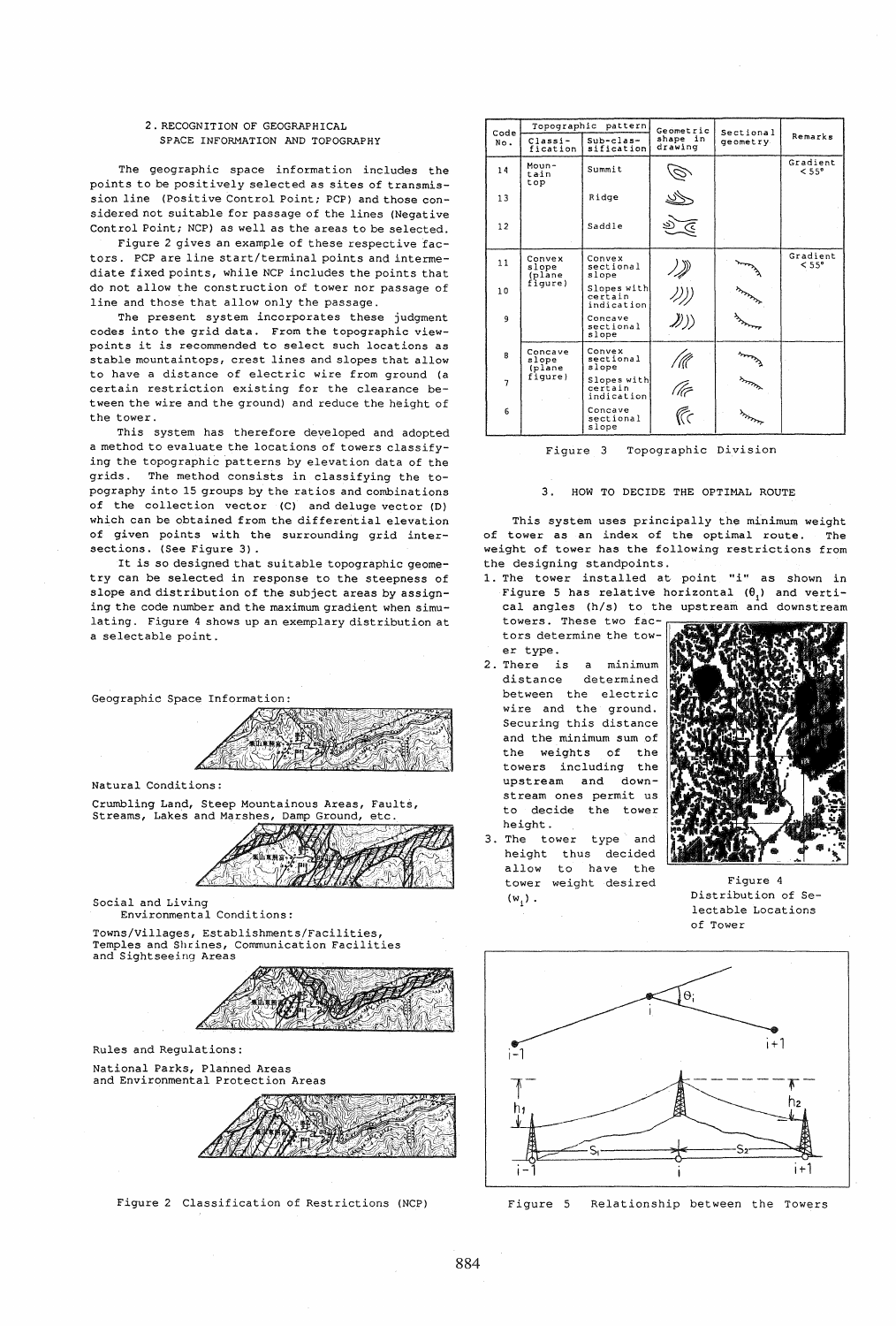## 2. RECOGNITION OF GEOGRAPHICAL SPACE INFORMATION AND TOPOGRAPHY

The geographic space information includes the points to be positively selected as sites of transmission line (Positive Control Point; PCP) and those considered not suitable for passage of the lines (Negative Control Point; NCP) as well as the areas to be selected.

Figure 2 gives an example of these respective factors. PCP are line start/terminal points and intermediate fixed points, while NCP includes the points that do not allow the construction of tower nor passage of line and those that allow only the passage.

The present system incorporates these judgment codes into the grid data. From the topographic viewpoints it is recommended to select such locations as stable mountaintops, crest lines and slopes that allow to have a distance of electric wire from ground (a certain restriction existing for the clearance between the wire and the ground) and reduce the height of the tower.

This system has therefore developed and adopted a method to evaluate the locations of towers classifying the topographic patterns by elevation data of the grids. The method consists in classifying the topography into 15 groups by the ratios and combinations of the collection vector (C) and deluge vector (D) which can be obtained from the differential elevation of given points with the surrounding grid intersections. (See Figure 3).

It is so designed that suitable topographic geometry can be selected in response to the steepness of slope and distribution of the subject areas by assigning the code number and the maximum gradient when simulating. Figure 4 shows up an exemplary distribution at a selectable point.

Geographic Space Information:

Natural Conditions:

Crumbling Land, Steep Mountainous Areas, Faults, Streams, Lakes and Marshes, Damp Ground, etc.

Social and Living Environmental Conditions:

Towns/Villages, Establishments/Facilities, Temples and Shrines, Communication Facilities and Sightseeing Areas

Rules and Regulations:

National Parks, Planned Areas and Environmental Protection Areas

Figure 2 Classification of Restrictions (NCP)

| Code No. | Topographic pattern | | Geometric shape in drawing | Sectional geometry | Remarks |
|---|---|---|---|---|---|
| | Classification | Sub-classification | | | |
| 14 | Mountain top | Summit | | | Gradient < 55° |
| 13 | | Ridge | | | |
| 12 | | Saddle | | | |
| 11 | Convex slope (plane figure) | Convex sectional slope | | | Gradient < 55° |
| 10 | | Slopes with certain indication | | | |
| 9 | | Concave sectional slope | | | |
| 8 | Concave slope (plane figure) | Convex sectional slope | | | |
| 7 | | Slopes with certain indication | | | |
| 6 | | Concave sectional slope | | | |

Figure 3 Topographic Division

## 3. HOW TO DECIDE THE OPTIMAL ROUTE

This system uses principally the minimum weight of tower as an index of the optimal route. The weight of tower has the following restrictions from the designing standpoints.

1. The tower installed at point "i" as shown in Figure 5 has relative horizontal ($\theta_i$) and vertical angles (h/s) to the upstream and downstream towers. These two factors determine the tower type.
2. There is a minimum distance determined between the electric wire and the ground. Securing this distance and the minimum sum of the weights of the towers including the upstream and downstream ones permit us to decide the tower height.
3. The tower type and height thus decided allow to have the tower weight desired ($w_i$).

Figure 4 Distribution of Selectable Locations of Tower

Figure 5 Relationship between the Towers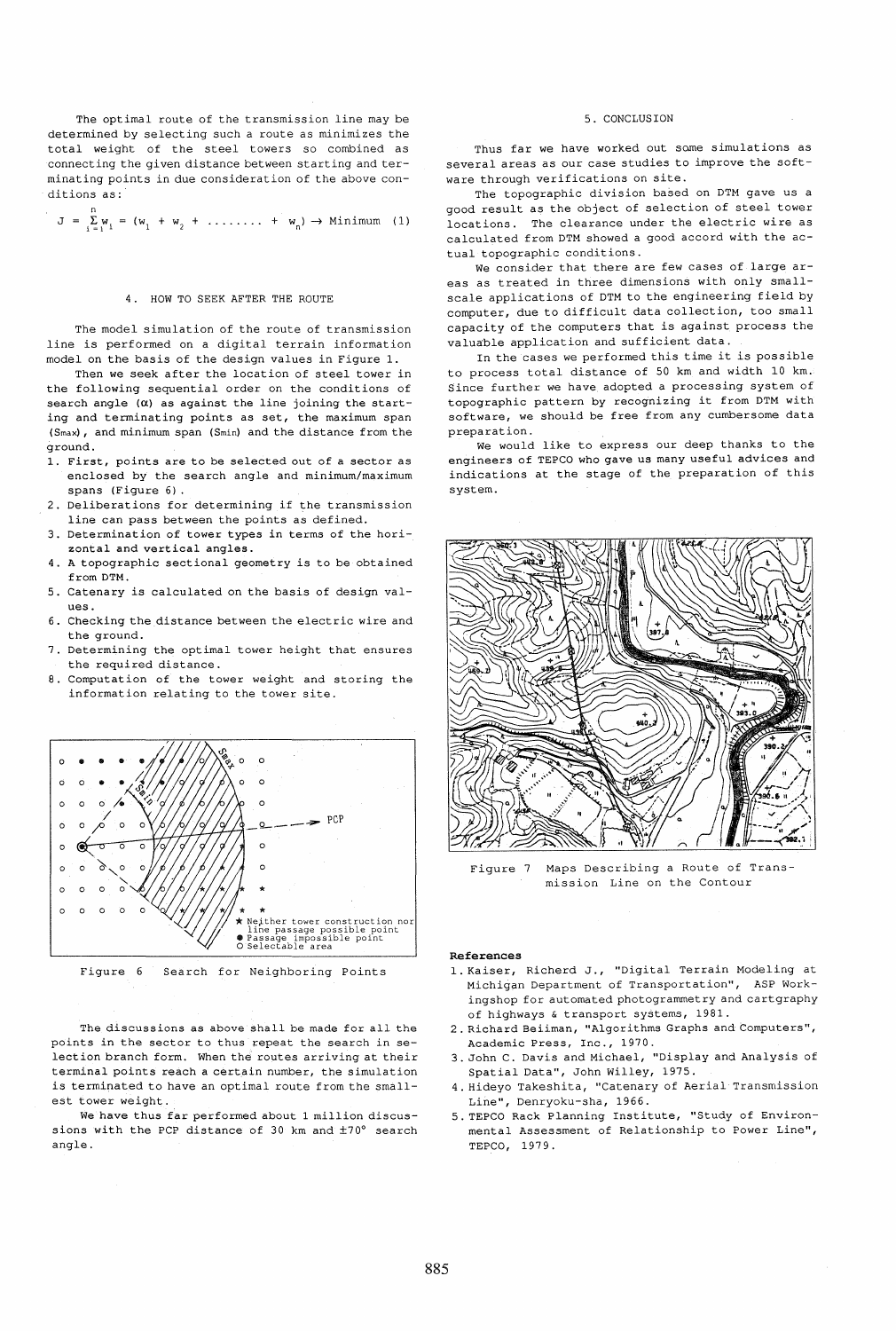The optimal route of the transmission line may be determined by selecting such a route as minimizes the total weight of the steel towers so combined as connecting the given distance between starting and terminating points in due consideration of the above conditions as:

$$J = \sum_{i=1}^{n} w_i = (w_1 + w_2 + \ldots\ldots + w_n) \rightarrow \text{Minimum} \quad (1)$$

## 4. HOW TO SEEK AFTER THE ROUTE

The model simulation of the route of transmission line is performed on a digital terrain information model on the basis of the design values in Figure 1.

Then we seek after the location of steel tower in the following sequential order on the conditions of search angle ($\alpha$) as against the line joining the starting and terminating points as set, the maximum span ($S_{max}$), and minimum span ($S_{min}$) and the distance from the ground.

1. First, points are to be selected out of a sector as enclosed by the search angle and minimum/maximum spans (Figure 6).
2. Deliberations for determining if the transmission line can pass between the points as defined.
3. Determination of tower types in terms of the horizontal and vertical angles.
4. A topographic sectional geometry is to be obtained from DTM.
5. Catenary is calculated on the basis of design values.
6. Checking the distance between the electric wire and the ground.
7. Determining the optimal tower height that ensures the required distance.
8. Computation of the tower weight and storing the information relating to the tower site.

Smax
Smin
PCP
★ Neither tower construction nor line passage possible point
● Passage impossible point
○ Selectable area

Figure 6 Search for Neighboring Points

The discussions as above shall be made for all the points in the sector to thus repeat the search in selection branch form. When the routes arriving at their terminal points reach a certain number, the simulation is terminated to have an optimal route from the smallest tower weight.

We have thus far performed about 1 million discussions with the PCP distance of 30 km and ±70° search angle.

## 5. CONCLUSION

Thus far we have worked out some simulations as several areas as our case studies to improve the software through verifications on site.

The topographic division based on DTM gave us a good result as the object of selection of steel tower locations. The clearance under the electric wire as calculated from DTM showed a good accord with the actual topographic conditions.

We consider that there are few cases of large areas as treated in three dimensions with only small-scale applications of DTM to the engineering field by computer, due to difficult data collection, too small capacity of the computers that is against process the valuable application and sufficient data.

In the cases we performed this time it is possible to process total distance of 50 km and width 10 km. Since further we have adopted a processing system of topographic pattern by recognizing it from DTM with software, we should be free from any cumbersome data preparation.

We would like to express our deep thanks to the engineers of TEPCO who gave us many useful advices and indications at the stage of the preparation of this system.

Figure 7 Maps Describing a Route of Transmission Line on the Contour

### References

1. Kaiser, Richerd J., "Digital Terrain Modeling at Michigan Department of Transportation", ASP Workingshop for automated photogrammetry and cartgraphy of highways & transport systems, 1981.
2. Richard Beiiman, "Algorithms Graphs and Computers", Academic Press, Inc., 1970.
3. John C. Davis and Michael, "Display and Analysis of Spatial Data", John Willey, 1975.
4. Hideyo Takeshita, "Catenary of Aerial Transmission Line", Denryoku-sha, 1966.
5. TEPCO Rack Planning Institute, "Study of Environmental Assessment of Relationship to Power Line", TEPCO, 1979.